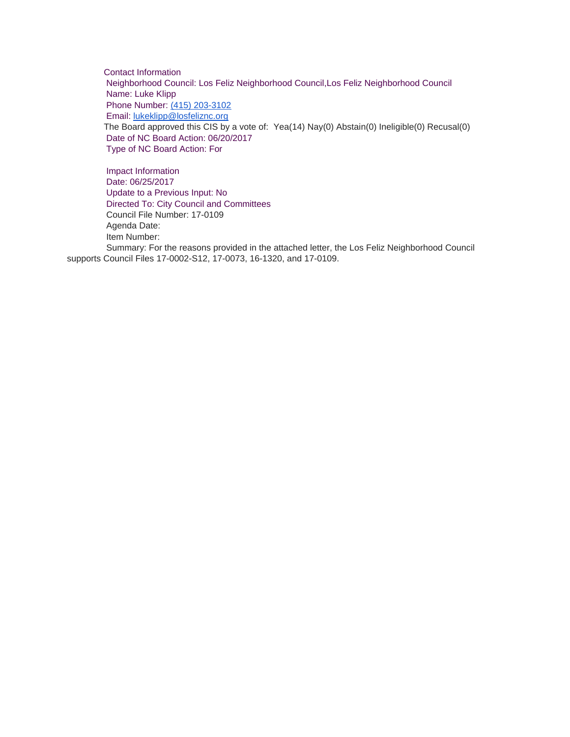Contact Information

Neighborhood Council: Los Feliz Neighborhood Council,Los Feliz Neighborhood Council

Name: Luke Klipp

Phone Number: (415) 203-3102

Email: lukeklipp@losfeliznc.org

The Board approved this CIS by a vote of: Yea(14) Nay(0) Abstain(0) Ineligible(0) Recusal(0)

Date of NC Board Action: 06/20/2017

Type of NC Board Action: For

Impact Information

Date: 06/25/2017

Update to a Previous Input: No

Directed To: City Council and Committees

Council File Number: 17-0109

Agenda Date:

Item Number:

Summary: For the reasons provided in the attached letter, the Los Feliz Neighborhood Council supports Council Files 17-0002-S12, 17-0073, 16-1320, and 17-0109.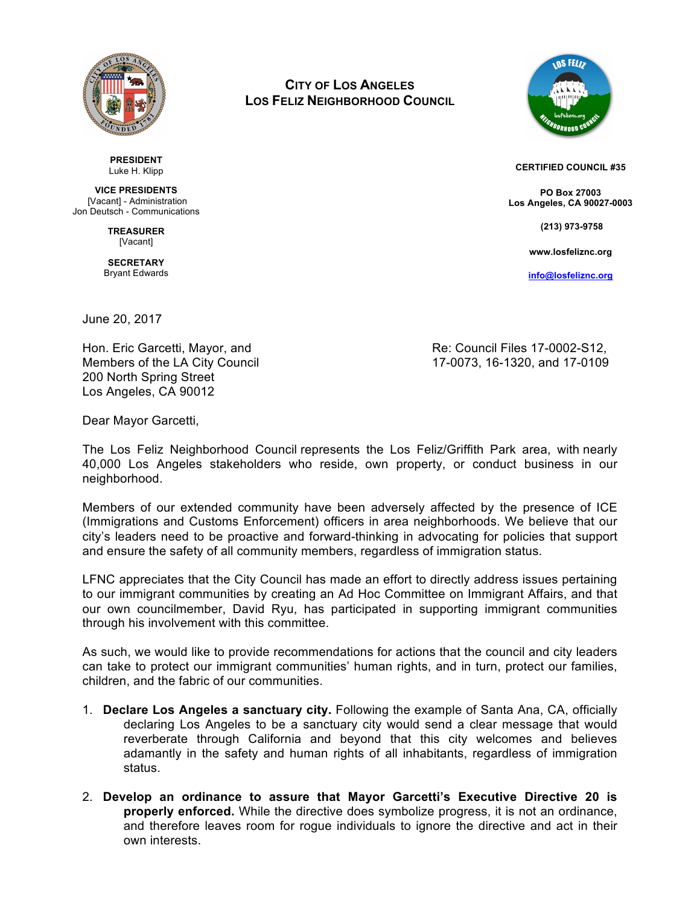**CITY OF LOS ANGELES**
**LOS FELIZ NEIGHBORHOOD COUNCIL**

**PRESIDENT**
Luke H. Klipp

**VICE PRESIDENTS**
[Vacant] - Administration
Jon Deutsch - Communications

**TREASURER**
[Vacant]

**SECRETARY**
Bryant Edwards

**CERTIFIED COUNCIL #35**

**PO Box 27003**
**Los Angeles, CA 90027-0003**

**(213) 973-9758**

**www.losfeliznc.org**

**info@losfeliznc.org**

June 20, 2017

Hon. Eric Garcetti, Mayor, and
Members of the LA City Council
200 North Spring Street
Los Angeles, CA 90012

Re: Council Files 17-0002-S12, 17-0073, 16-1320, and 17-0109

Dear Mayor Garcetti,

The Los Feliz Neighborhood Council represents the Los Feliz/Griffith Park area, with nearly 40,000 Los Angeles stakeholders who reside, own property, or conduct business in our neighborhood.

Members of our extended community have been adversely affected by the presence of ICE (Immigrations and Customs Enforcement) officers in area neighborhoods. We believe that our city's leaders need to be proactive and forward-thinking in advocating for policies that support and ensure the safety of all community members, regardless of immigration status.

LFNC appreciates that the City Council has made an effort to directly address issues pertaining to our immigrant communities by creating an Ad Hoc Committee on Immigrant Affairs, and that our own councilmember, David Ryu, has participated in supporting immigrant communities through his involvement with this committee.

As such, we would like to provide recommendations for actions that the council and city leaders can take to protect our immigrant communities' human rights, and in turn, protect our families, children, and the fabric of our communities.

1. **Declare Los Angeles a sanctuary city.** Following the example of Santa Ana, CA, officially declaring Los Angeles to be a sanctuary city would send a clear message that would reverberate through California and beyond that this city welcomes and believes adamantly in the safety and human rights of all inhabitants, regardless of immigration status.

2. **Develop an ordinance to assure that Mayor Garcetti's Executive Directive 20 is properly enforced.** While the directive does symbolize progress, it is not an ordinance, and therefore leaves room for rogue individuals to ignore the directive and act in their own interests.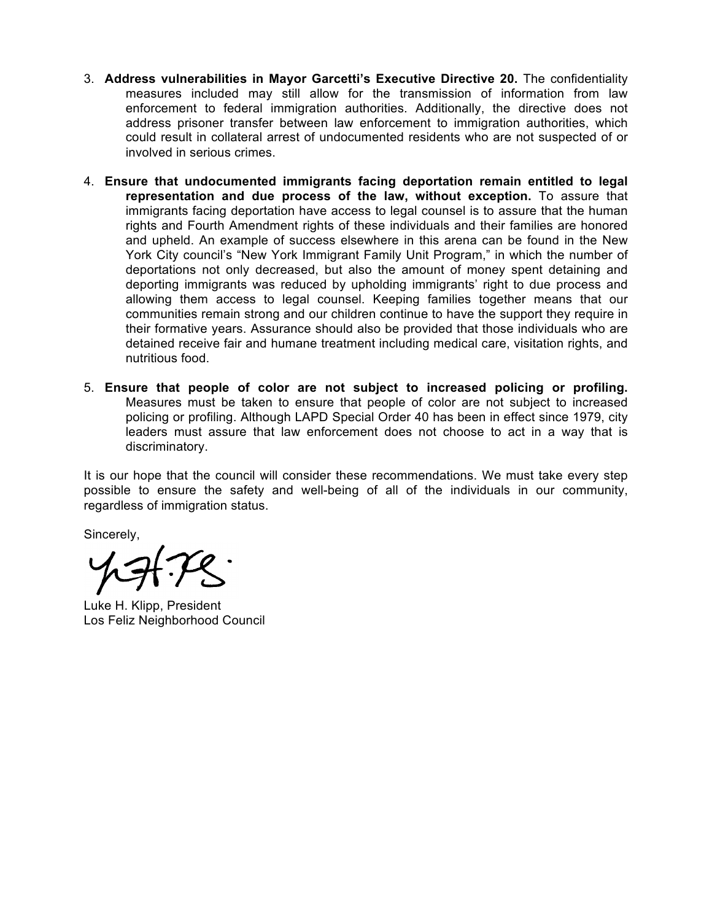3. **Address vulnerabilities in Mayor Garcetti's Executive Directive 20.** The confidentiality measures included may still allow for the transmission of information from law enforcement to federal immigration authorities. Additionally, the directive does not address prisoner transfer between law enforcement to immigration authorities, which could result in collateral arrest of undocumented residents who are not suspected of or involved in serious crimes.

4. **Ensure that undocumented immigrants facing deportation remain entitled to legal representation and due process of the law, without exception.** To assure that immigrants facing deportation have access to legal counsel is to assure that the human rights and Fourth Amendment rights of these individuals and their families are honored and upheld. An example of success elsewhere in this arena can be found in the New York City council's "New York Immigrant Family Unit Program," in which the number of deportations not only decreased, but also the amount of money spent detaining and deporting immigrants was reduced by upholding immigrants' right to due process and allowing them access to legal counsel. Keeping families together means that our communities remain strong and our children continue to have the support they require in their formative years. Assurance should also be provided that those individuals who are detained receive fair and humane treatment including medical care, visitation rights, and nutritious food.

5. **Ensure that people of color are not subject to increased policing or profiling.** Measures must be taken to ensure that people of color are not subject to increased policing or profiling. Although LAPD Special Order 40 has been in effect since 1979, city leaders must assure that law enforcement does not choose to act in a way that is discriminatory.

It is our hope that the council will consider these recommendations. We must take every step possible to ensure the safety and well-being of all of the individuals in our community, regardless of immigration status.

Sincerely,

Luke H. Klipp, President
Los Feliz Neighborhood Council